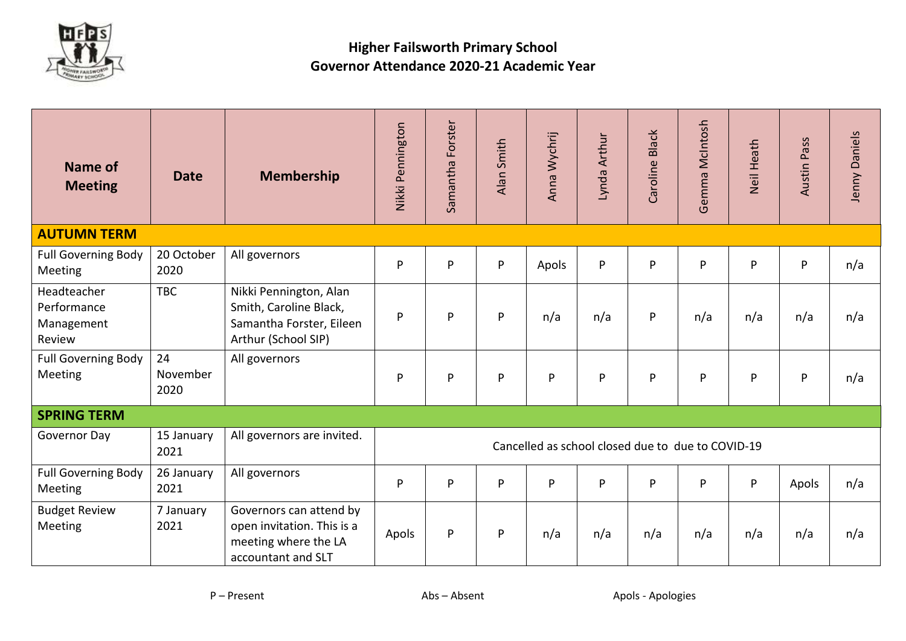# Higher Failsworth Primary School
## Governor Attendance 2020-21 Academic Year

| Name of Meeting | Date | Membership | Nikki Pennington | Samantha Forster | Alan Smith | Anna Wychrij | Lynda Arthur | Caroline Black | Gemma McIntosh | Neil Heath | Austin Pass | Jenny Daniels |
|---|---|---|---|---|---|---|---|---|---|---|---|---|
| **AUTUMN TERM** | | | | | | | | | | | | |
| Full Governing Body Meeting | 20 October 2020 | All governors | P | P | P | Apols | P | P | P | P | P | n/a |
| Headteacher Performance Management Review | TBC | Nikki Pennington, Alan Smith, Caroline Black, Samantha Forster, Eileen Arthur (School SIP) | P | P | P | n/a | n/a | P | n/a | n/a | n/a | n/a |
| Full Governing Body Meeting | 24 November 2020 | All governors | P | P | P | P | P | P | P | P | P | n/a |
| **SPRING TERM** | | | | | | | | | | | | |
| Governor Day | 15 January 2021 | All governors are invited. | Cancelled as school closed due to due to COVID-19 | | | | | | | | | |
| Full Governing Body Meeting | 26 January 2021 | All governors | P | P | P | P | P | P | P | P | Apols | n/a |
| Budget Review Meeting | 7 January 2021 | Governors can attend by open invitation. This is a meeting where the LA accountant and SLT | Apols | P | P | n/a | n/a | n/a | n/a | n/a | n/a | n/a |

P – Present    Abs – Absent    Apols - Apologies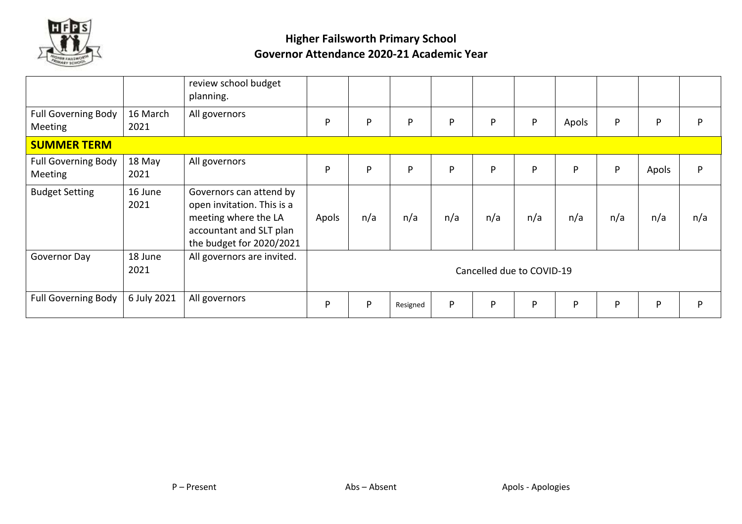# Higher Failsworth Primary School
## Governor Attendance 2020-21 Academic Year

| | | | | | | | | | | | | |
|---|---|---|---|---|---|---|---|---|---|---|---|---|
| | | review school budget planning. | | | | | | | | | | |
| Full Governing Body Meeting | 16 March 2021 | All governors | P | P | P | P | P | P | Apols | P | P | P |
| **SUMMER TERM** | | | | | | | | | | | | |
| Full Governing Body Meeting | 18 May 2021 | All governors | P | P | P | P | P | P | P | P | Apols | P |
| Budget Setting | 16 June 2021 | Governors can attend by open invitation. This is a meeting where the LA accountant and SLT plan the budget for 2020/2021 | Apols | n/a | n/a | n/a | n/a | n/a | n/a | n/a | n/a | n/a |
| Governor Day | 18 June 2021 | All governors are invited. | Cancelled due to COVID-19 | | | | | | | | | |
| Full Governing Body | 6 July 2021 | All governors | P | P | Resigned | P | P | P | P | P | P | P |

P – Present Abs – Absent Apols - Apologies